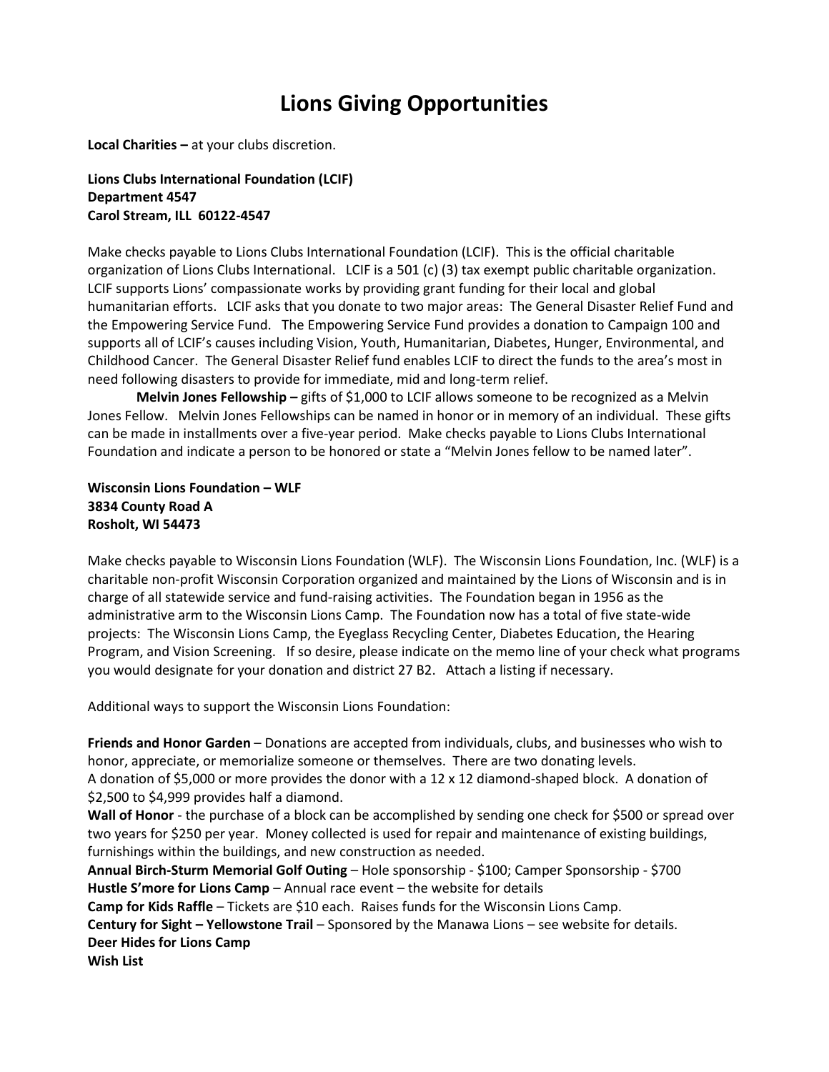# Lions Giving Opportunities

**Local Charities –** at your clubs discretion.

**Lions Clubs International Foundation (LCIF)**
**Department 4547**
**Carol Stream, ILL 60122-4547**

Make checks payable to Lions Clubs International Foundation (LCIF). This is the official charitable organization of Lions Clubs International. LCIF is a 501 (c) (3) tax exempt public charitable organization. LCIF supports Lions' compassionate works by providing grant funding for their local and global humanitarian efforts. LCIF asks that you donate to two major areas: The General Disaster Relief Fund and the Empowering Service Fund. The Empowering Service Fund provides a donation to Campaign 100 and supports all of LCIF's causes including Vision, Youth, Humanitarian, Diabetes, Hunger, Environmental, and Childhood Cancer. The General Disaster Relief fund enables LCIF to direct the funds to the area's most in need following disasters to provide for immediate, mid and long-term relief.

**Melvin Jones Fellowship –** gifts of $1,000 to LCIF allows someone to be recognized as a Melvin Jones Fellow. Melvin Jones Fellowships can be named in honor or in memory of an individual. These gifts can be made in installments over a five-year period. Make checks payable to Lions Clubs International Foundation and indicate a person to be honored or state a "Melvin Jones fellow to be named later".

**Wisconsin Lions Foundation – WLF**
**3834 County Road A**
**Rosholt, WI 54473**

Make checks payable to Wisconsin Lions Foundation (WLF). The Wisconsin Lions Foundation, Inc. (WLF) is a charitable non-profit Wisconsin Corporation organized and maintained by the Lions of Wisconsin and is in charge of all statewide service and fund-raising activities. The Foundation began in 1956 as the administrative arm to the Wisconsin Lions Camp. The Foundation now has a total of five state-wide projects: The Wisconsin Lions Camp, the Eyeglass Recycling Center, Diabetes Education, the Hearing Program, and Vision Screening. If so desire, please indicate on the memo line of your check what programs you would designate for your donation and district 27 B2. Attach a listing if necessary.

Additional ways to support the Wisconsin Lions Foundation:

**Friends and Honor Garden** – Donations are accepted from individuals, clubs, and businesses who wish to honor, appreciate, or memorialize someone or themselves. There are two donating levels.
A donation of $5,000 or more provides the donor with a 12 x 12 diamond-shaped block. A donation of $2,500 to $4,999 provides half a diamond.

**Wall of Honor** - the purchase of a block can be accomplished by sending one check for $500 or spread over two years for $250 per year. Money collected is used for repair and maintenance of existing buildings, furnishings within the buildings, and new construction as needed.

**Annual Birch-Sturm Memorial Golf Outing** – Hole sponsorship - $100; Camper Sponsorship - $700

**Hustle S'more for Lions Camp** – Annual race event – the website for details

**Camp for Kids Raffle** – Tickets are $10 each. Raises funds for the Wisconsin Lions Camp.

**Century for Sight – Yellowstone Trail** – Sponsored by the Manawa Lions – see website for details.

**Deer Hides for Lions Camp**

**Wish List**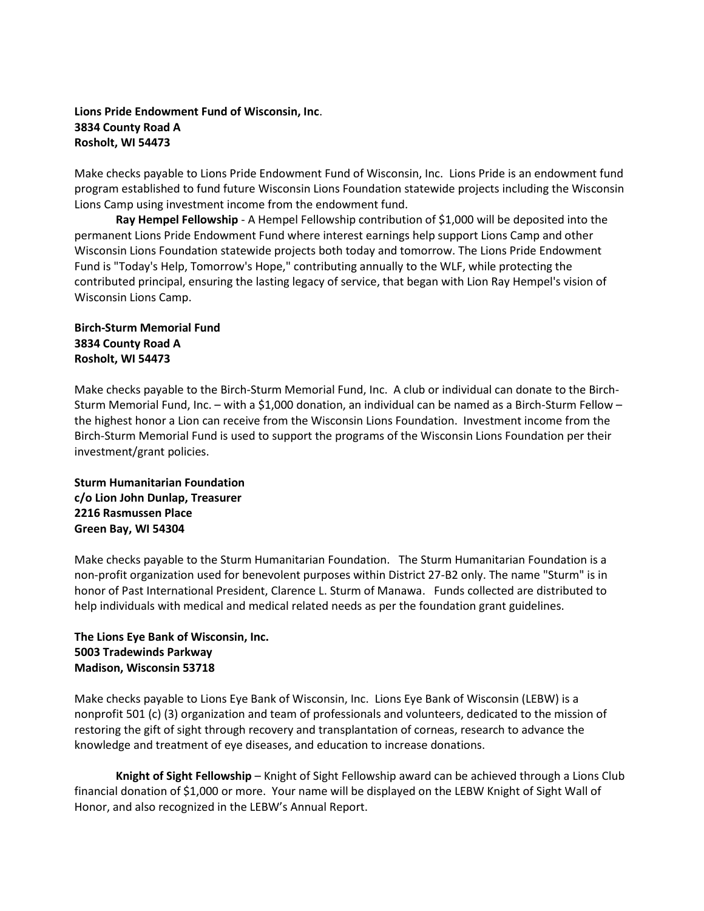**Lions Pride Endowment Fund of Wisconsin, Inc**.
**3834 County Road A**
**Rosholt, WI 54473**

Make checks payable to Lions Pride Endowment Fund of Wisconsin, Inc. Lions Pride is an endowment fund program established to fund future Wisconsin Lions Foundation statewide projects including the Wisconsin Lions Camp using investment income from the endowment fund.

**Ray Hempel Fellowship** - A Hempel Fellowship contribution of $1,000 will be deposited into the permanent Lions Pride Endowment Fund where interest earnings help support Lions Camp and other Wisconsin Lions Foundation statewide projects both today and tomorrow. The Lions Pride Endowment Fund is "Today's Help, Tomorrow's Hope," contributing annually to the WLF, while protecting the contributed principal, ensuring the lasting legacy of service, that began with Lion Ray Hempel's vision of Wisconsin Lions Camp.

**Birch-Sturm Memorial Fund**
**3834 County Road A**
**Rosholt, WI 54473**

Make checks payable to the Birch-Sturm Memorial Fund, Inc. A club or individual can donate to the Birch-Sturm Memorial Fund, Inc. – with a $1,000 donation, an individual can be named as a Birch-Sturm Fellow – the highest honor a Lion can receive from the Wisconsin Lions Foundation. Investment income from the Birch-Sturm Memorial Fund is used to support the programs of the Wisconsin Lions Foundation per their investment/grant policies.

**Sturm Humanitarian Foundation**
**c/o Lion John Dunlap, Treasurer**
**2216 Rasmussen Place**
**Green Bay, WI 54304**

Make checks payable to the Sturm Humanitarian Foundation. The Sturm Humanitarian Foundation is a non-profit organization used for benevolent purposes within District 27-B2 only. The name "Sturm" is in honor of Past International President, Clarence L. Sturm of Manawa. Funds collected are distributed to help individuals with medical and medical related needs as per the foundation grant guidelines.

**The Lions Eye Bank of Wisconsin, Inc.**
**5003 Tradewinds Parkway**
**Madison, Wisconsin 53718**

Make checks payable to Lions Eye Bank of Wisconsin, Inc. Lions Eye Bank of Wisconsin (LEBW) is a nonprofit 501 (c) (3) organization and team of professionals and volunteers, dedicated to the mission of restoring the gift of sight through recovery and transplantation of corneas, research to advance the knowledge and treatment of eye diseases, and education to increase donations.

**Knight of Sight Fellowship** – Knight of Sight Fellowship award can be achieved through a Lions Club financial donation of $1,000 or more. Your name will be displayed on the LEBW Knight of Sight Wall of Honor, and also recognized in the LEBW's Annual Report.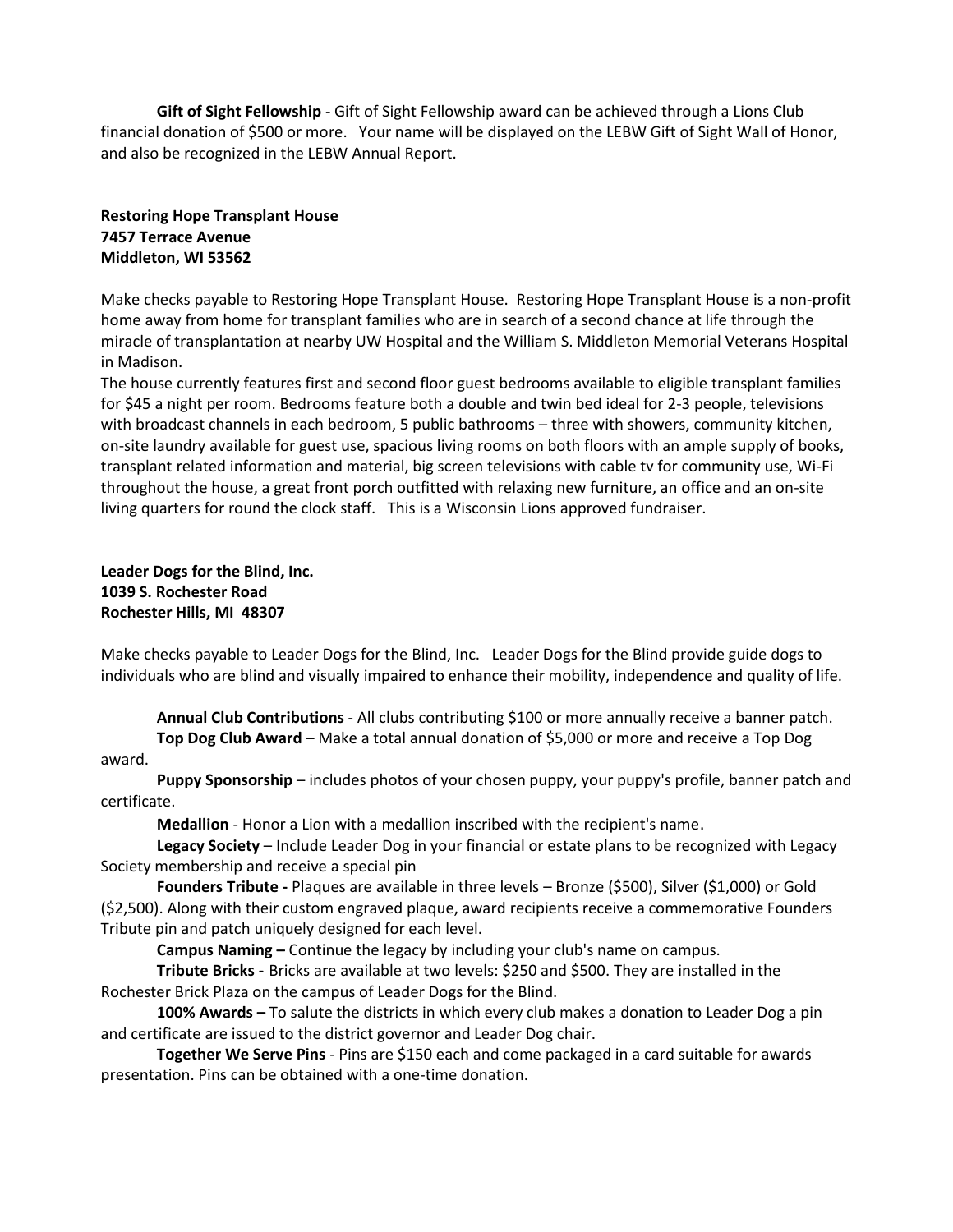**Gift of Sight Fellowship** - Gift of Sight Fellowship award can be achieved through a Lions Club financial donation of $500 or more. Your name will be displayed on the LEBW Gift of Sight Wall of Honor, and also be recognized in the LEBW Annual Report.

**Restoring Hope Transplant House**
**7457 Terrace Avenue**
**Middleton, WI 53562**

Make checks payable to Restoring Hope Transplant House. Restoring Hope Transplant House is a non-profit home away from home for transplant families who are in search of a second chance at life through the miracle of transplantation at nearby UW Hospital and the William S. Middleton Memorial Veterans Hospital in Madison.

The house currently features first and second floor guest bedrooms available to eligible transplant families for $45 a night per room. Bedrooms feature both a double and twin bed ideal for 2-3 people, televisions with broadcast channels in each bedroom, 5 public bathrooms – three with showers, community kitchen, on-site laundry available for guest use, spacious living rooms on both floors with an ample supply of books, transplant related information and material, big screen televisions with cable tv for community use, Wi-Fi throughout the house, a great front porch outfitted with relaxing new furniture, an office and an on-site living quarters for round the clock staff. This is a Wisconsin Lions approved fundraiser.

**Leader Dogs for the Blind, Inc.**
**1039 S. Rochester Road**
**Rochester Hills, MI 48307**

Make checks payable to Leader Dogs for the Blind, Inc. Leader Dogs for the Blind provide guide dogs to individuals who are blind and visually impaired to enhance their mobility, independence and quality of life.

**Annual Club Contributions** - All clubs contributing $100 or more annually receive a banner patch.

**Top Dog Club Award** – Make a total annual donation of $5,000 or more and receive a Top Dog award.

**Puppy Sponsorship** – includes photos of your chosen puppy, your puppy's profile, banner patch and certificate.

**Medallion** - Honor a Lion with a medallion inscribed with the recipient's name.

**Legacy Society** – Include Leader Dog in your financial or estate plans to be recognized with Legacy Society membership and receive a special pin

**Founders Tribute -** Plaques are available in three levels – Bronze ($500), Silver ($1,000) or Gold ($2,500). Along with their custom engraved plaque, award recipients receive a commemorative Founders Tribute pin and patch uniquely designed for each level.

**Campus Naming –** Continue the legacy by including your club's name on campus.

**Tribute Bricks -** Bricks are available at two levels: $250 and $500. They are installed in the Rochester Brick Plaza on the campus of Leader Dogs for the Blind.

**100% Awards –** To salute the districts in which every club makes a donation to Leader Dog a pin and certificate are issued to the district governor and Leader Dog chair.

**Together We Serve Pins** - Pins are $150 each and come packaged in a card suitable for awards presentation. Pins can be obtained with a one-time donation.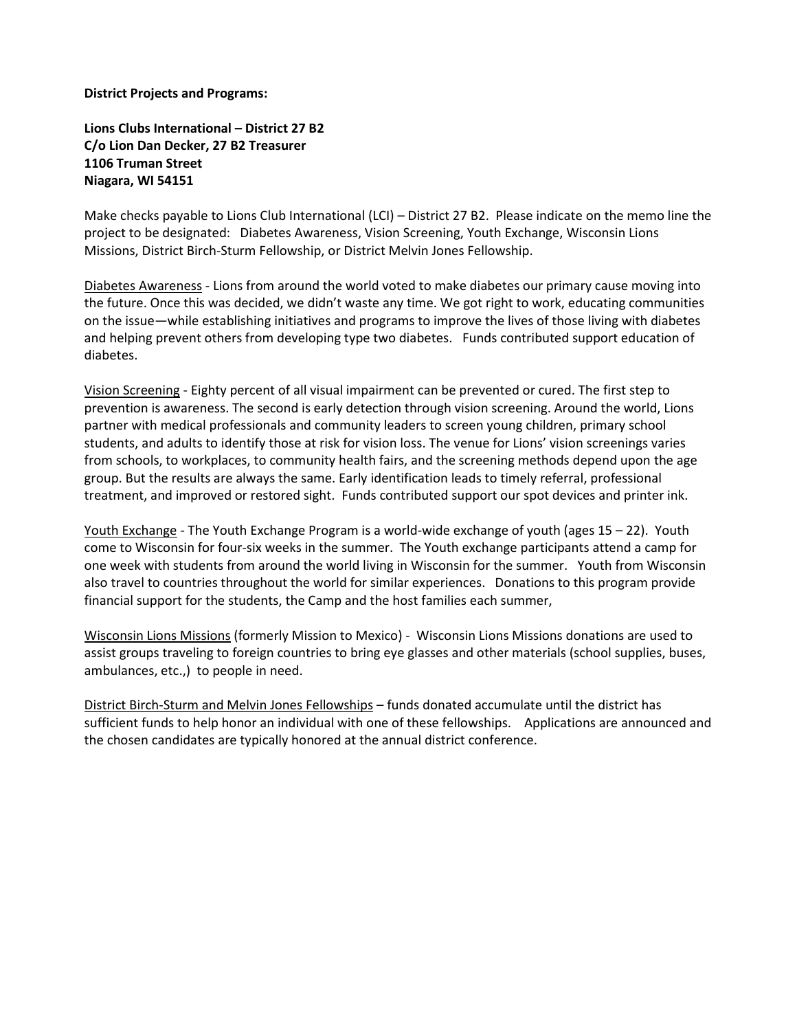**District Projects and Programs:**

**Lions Clubs International – District 27 B2**
**C/o Lion Dan Decker, 27 B2 Treasurer**
**1106 Truman Street**
**Niagara, WI 54151**

Make checks payable to Lions Club International (LCI) – District 27 B2. Please indicate on the memo line the project to be designated: Diabetes Awareness, Vision Screening, Youth Exchange, Wisconsin Lions Missions, District Birch-Sturm Fellowship, or District Melvin Jones Fellowship.

<u>Diabetes Awareness</u> - Lions from around the world voted to make diabetes our primary cause moving into the future. Once this was decided, we didn't waste any time. We got right to work, educating communities on the issue—while establishing initiatives and programs to improve the lives of those living with diabetes and helping prevent others from developing type two diabetes. Funds contributed support education of diabetes.

<u>Vision Screening</u> - Eighty percent of all visual impairment can be prevented or cured. The first step to prevention is awareness. The second is early detection through vision screening. Around the world, Lions partner with medical professionals and community leaders to screen young children, primary school students, and adults to identify those at risk for vision loss. The venue for Lions' vision screenings varies from schools, to workplaces, to community health fairs, and the screening methods depend upon the age group. But the results are always the same. Early identification leads to timely referral, professional treatment, and improved or restored sight. Funds contributed support our spot devices and printer ink.

<u>Youth Exchange</u> - The Youth Exchange Program is a world-wide exchange of youth (ages 15 – 22). Youth come to Wisconsin for four-six weeks in the summer. The Youth exchange participants attend a camp for one week with students from around the world living in Wisconsin for the summer. Youth from Wisconsin also travel to countries throughout the world for similar experiences. Donations to this program provide financial support for the students, the Camp and the host families each summer,

<u>Wisconsin Lions Missions</u> (formerly Mission to Mexico) - Wisconsin Lions Missions donations are used to assist groups traveling to foreign countries to bring eye glasses and other materials (school supplies, buses, ambulances, etc.,) to people in need.

<u>District Birch-Sturm and Melvin Jones Fellowships</u> – funds donated accumulate until the district has sufficient funds to help honor an individual with one of these fellowships. Applications are announced and the chosen candidates are typically honored at the annual district conference.